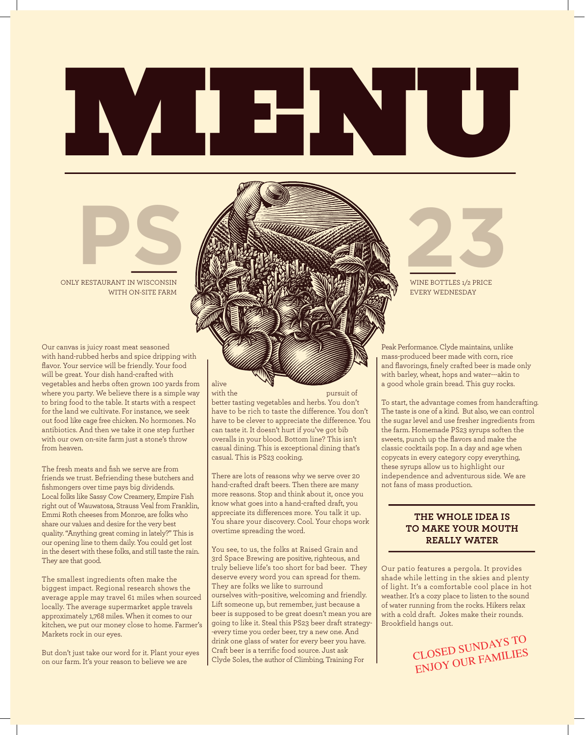# MENU

# PS 23

ONLY RESTAURANT IN WISCONSIN WITH ON-SITE FARM

WINE BOTTLES 1/2 PRICE EVERY WEDNESDAY

Our canvas is juicy roast meat seasoned with hand-rubbed herbs and spice dripping with flavor. Your service will be friendly. Your food will be great. Your dish hand-crafted with vegetables and herbs often grown 100 yards from where you party. We believe there is a simple way to bring food to the table. It starts with a respect for the land we cultivate. For instance, we seek out food like cage free chicken. No hormones. No antibiotics. And then we take it one step further with our own on-site farm just a stone's throw from heaven.

The fresh meats and fish we serve are from friends we trust. Befriending these butchers and fishmongers over time pays big dividends. Local folks like Sassy Cow Creamery, Empire Fish right out of Wauwatosa, Strauss Veal from Franklin, Emmi Roth cheeses from Monroe, are folks who share our values and desire for the very best quality. "Anything great coming in lately?" This is our opening line to them daily. You could get lost in the desert with these folks, and still taste the rain. They are that good.

The smallest ingredients often make the biggest impact. Regional research shows the average apple may travel 61 miles when sourced locally. The average supermarket apple travels approximately 1,768 miles. When it comes to our kitchen, we put our money close to home. Farmer's Markets rock in our eyes.

But don't just take our word for it. Plant your eyes on our farm. It's your reason to believe we are alive with the pursuit of better tasting vegetables and herbs. You don't have to be rich to taste the difference. You don't have to be clever to appreciate the difference. You can taste it. It doesn't hurt if you've got bib overalls in your blood. Bottom line? This isn't casual dining. This is exceptional dining that's casual. This is PS23 cooking.

There are lots of reasons why we serve over 20 hand-crafted draft beers. Then there are many more reasons. Stop and think about it, once you know what goes into a hand-crafted draft, you appreciate its differences more. You talk it up. You share your discovery. Cool. Your chops work overtime spreading the word.

You see, to us, the folks at Raised Grain and 3rd Space Brewing are positive, righteous, and truly believe life's too short for bad beer. They deserve every word you can spread for them. They are folks we like to surround ourselves with–positive, welcoming and friendly. Lift someone up, but remember, just because a beer is supposed to be great doesn't mean you are going to like it. Steal this PS23 beer draft strategy--every time you order beer, try a new one. And drink one glass of water for every beer you have. Craft beer is a terrific food source. Just ask Clyde Soles, the author of Climbing, Training For Peak Performance. Clyde maintains, unlike mass-produced beer made with corn, rice and flavorings, finely crafted beer is made only with barley, wheat, hops and water---akin to a good whole grain bread. This guy rocks.

To start, the advantage comes from handcrafting. The taste is one of a kind. But also, we can control the sugar level and use fresher ingredients from the farm. Homemade PS23 syrups soften the sweets, punch up the flavors and make the classic cocktails pop. In a day and age when copycats in every category copy everything, these syrups allow us to highlight our independence and adventurous side. We are not fans of mass production.

### THE WHOLE IDEA IS TO MAKE YOUR MOUTH REALLY WATER

Our patio features a pergola. It provides shade while letting in the skies and plenty of light. It's a comfortable cool place in hot weather. It's a cozy place to listen to the sound of water running from the rocks. Hikers relax with a cold draft. Jokes make their rounds. Brookfield hangs out.

CLOSED SUNDAYS TO ENJOY OUR FAMILIES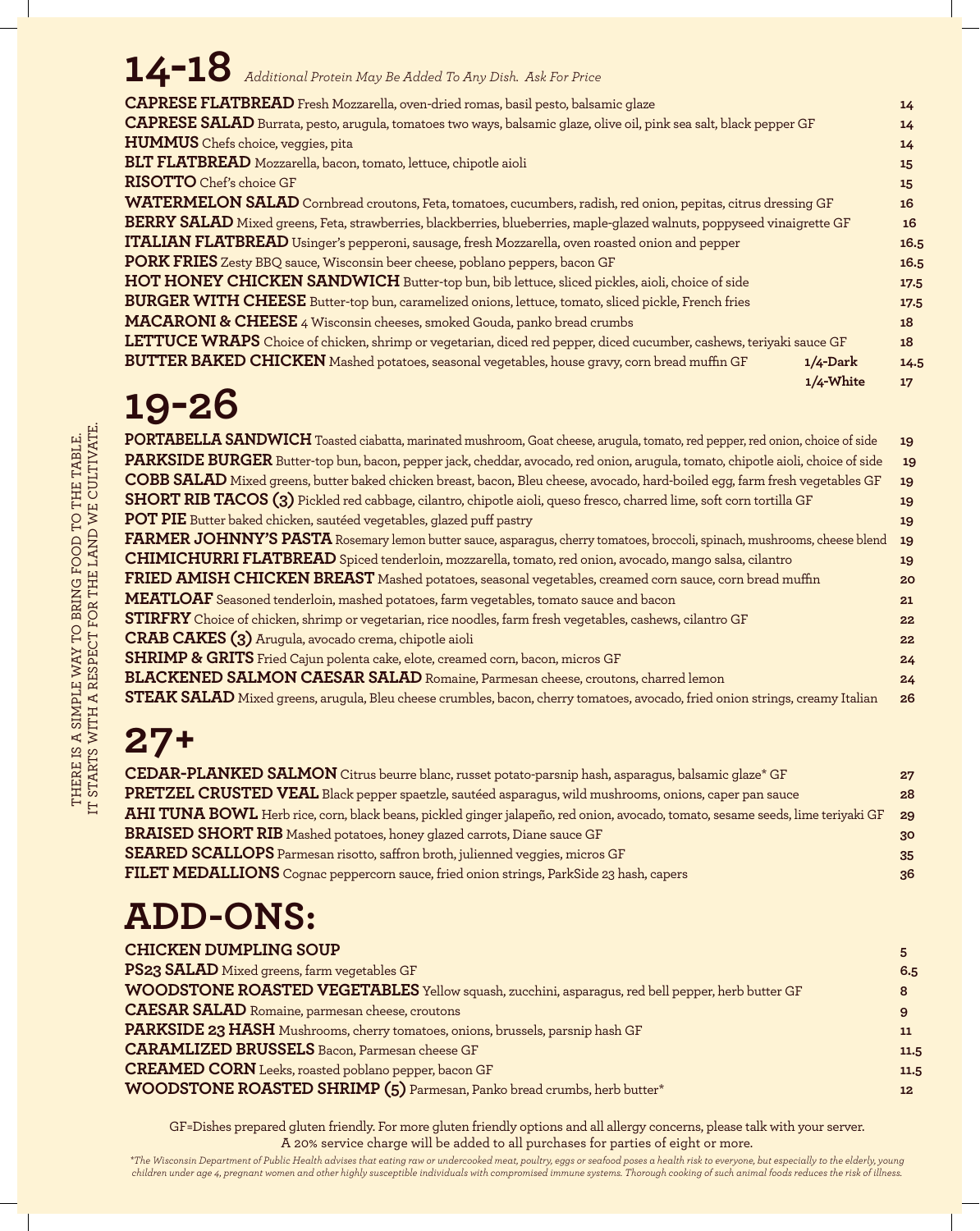# 14-18

*Additional Protein May Be Added To Any Dish. Ask For Price*

| | | |
|---|---|---|
| **CAPRESE FLATBREAD** Fresh Mozzarella, oven-dried romas, basil pesto, balsamic glaze | | 14 |
| **CAPRESE SALAD** Burrata, pesto, arugula, tomatoes two ways, balsamic glaze, olive oil, pink sea salt, black pepper GF | | 14 |
| **HUMMUS** Chefs choice, veggies, pita | | 14 |
| **BLT FLATBREAD** Mozzarella, bacon, tomato, lettuce, chipotle aioli | | 15 |
| **RISOTTO** Chef's choice GF | | 15 |
| **WATERMELON SALAD** Cornbread croutons, Feta, tomatoes, cucumbers, radish, red onion, pepitas, citrus dressing GF | | 16 |
| **BERRY SALAD** Mixed greens, Feta, strawberries, blackberries, blueberries, maple-glazed walnuts, poppyseed vinaigrette GF | | 16 |
| **ITALIAN FLATBREAD** Usinger's pepperoni, sausage, fresh Mozzarella, oven roasted onion and pepper | | 16.5 |
| **PORK FRIES** Zesty BBQ sauce, Wisconsin beer cheese, poblano peppers, bacon GF | | 16.5 |
| **HOT HONEY CHICKEN SANDWICH** Butter-top bun, bib lettuce, sliced pickles, aioli, choice of side | | 17.5 |
| **BURGER WITH CHEESE** Butter-top bun, caramelized onions, lettuce, tomato, sliced pickle, French fries | | 17.5 |
| **MACARONI & CHEESE** 4 Wisconsin cheeses, smoked Gouda, panko bread crumbs | | 18 |
| **LETTUCE WRAPS** Choice of chicken, shrimp or vegetarian, diced red pepper, diced cucumber, cashews, teriyaki sauce GF | | 18 |
| **BUTTER BAKED CHICKEN** Mashed potatoes, seasonal vegetables, house gravy, corn bread muffin GF | 1/4-Dark | 14.5 |
| | 1/4-White | 17 |

# 19-26

| | |
|---|---|
| **PORTABELLA SANDWICH** Toasted ciabatta, marinated mushroom, Goat cheese, arugula, tomato, red pepper, red onion, choice of side | 19 |
| **PARKSIDE BURGER** Butter-top bun, bacon, pepper jack, cheddar, avocado, red onion, arugula, tomato, chipotle aioli, choice of side | 19 |
| **COBB SALAD** Mixed greens, butter baked chicken breast, bacon, Bleu cheese, avocado, hard-boiled egg, farm fresh vegetables GF | 19 |
| **SHORT RIB TACOS (3)** Pickled red cabbage, cilantro, chipotle aioli, queso fresco, charred lime, soft corn tortilla GF | 19 |
| **POT PIE** Butter baked chicken, sautéed vegetables, glazed puff pastry | 19 |
| **FARMER JOHNNY'S PASTA** Rosemary lemon butter sauce, asparagus, cherry tomatoes, broccoli, spinach, mushrooms, cheese blend | 19 |
| **CHIMICHURRI FLATBREAD** Spiced tenderloin, mozzarella, tomato, red onion, avocado, mango salsa, cilantro | 19 |
| **FRIED AMISH CHICKEN BREAST** Mashed potatoes, seasonal vegetables, creamed corn sauce, corn bread muffin | 20 |
| **MEATLOAF** Seasoned tenderloin, mashed potatoes, farm vegetables, tomato sauce and bacon | 21 |
| **STIRFRY** Choice of chicken, shrimp or vegetarian, rice noodles, farm fresh vegetables, cashews, cilantro GF | 22 |
| **CRAB CAKES (3)** Arugula, avocado crema, chipotle aioli | 22 |
| **SHRIMP & GRITS** Fried Cajun polenta cake, elote, creamed corn, bacon, micros GF | 24 |
| **BLACKENED SALMON CAESAR SALAD** Romaine, Parmesan cheese, croutons, charred lemon | 24 |
| **STEAK SALAD** Mixed greens, arugula, Bleu cheese crumbles, bacon, cherry tomatoes, avocado, fried onion strings, creamy Italian | 26 |

# 27+

| | |
|---|---|
| **CEDAR-PLANKED SALMON** Citrus beurre blanc, russet potato-parsnip hash, asparagus, balsamic glaze* GF | 27 |
| **PRETZEL CRUSTED VEAL** Black pepper spaetzle, sautéed asparagus, wild mushrooms, onions, caper pan sauce | 28 |
| **AHI TUNA BOWL** Herb rice, corn, black beans, pickled ginger jalapeño, red onion, avocado, tomato, sesame seeds, lime teriyaki GF | 29 |
| **BRAISED SHORT RIB** Mashed potatoes, honey glazed carrots, Diane sauce GF | 30 |
| **SEARED SCALLOPS** Parmesan risotto, saffron broth, julienned veggies, micros GF | 35 |
| **FILET MEDALLIONS** Cognac peppercorn sauce, fried onion strings, ParkSide 23 hash, capers | 36 |

# ADD-ONS:

| | |
|---|---|
| **CHICKEN DUMPLING SOUP** | 5 |
| **PS23 SALAD** Mixed greens, farm vegetables GF | 6.5 |
| **WOODSTONE ROASTED VEGETABLES** Yellow squash, zucchini, asparagus, red bell pepper, herb butter GF | 8 |
| **CAESAR SALAD** Romaine, parmesan cheese, croutons | 9 |
| **PARKSIDE 23 HASH** Mushrooms, cherry tomatoes, onions, brussels, parsnip hash GF | 11 |
| **CARAMLIZED BRUSSELS** Bacon, Parmesan cheese GF | 11.5 |
| **CREAMED CORN** Leeks, roasted poblano pepper, bacon GF | 11.5 |
| **WOODSTONE ROASTED SHRIMP (5)** Parmesan, Panko bread crumbs, herb butter* | 12 |

GF=Dishes prepared gluten friendly. For more gluten friendly options and all allergy concerns, please talk with your server.
A 20% service charge will be added to all purchases for parties of eight or more.

*\*The Wisconsin Department of Public Health advises that eating raw or undercooked meat, poultry, eggs or seafood poses a health risk to everyone, but especially to the elderly, young children under age 4, pregnant women and other highly susceptible individuals with compromised immune systems. Thorough cooking of such animal foods reduces the risk of illness.*

THERE IS A SIMPLE WAY TO BRING FOOD TO THE TABLE.
IT STARTS WITH A RESPECT FOR THE LAND WE CULTIVATE.